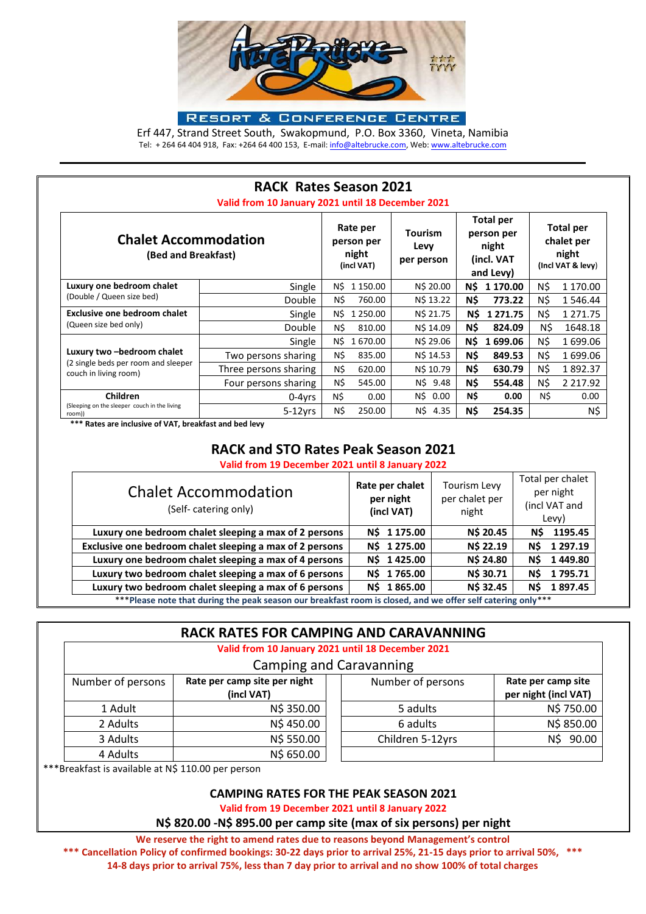**RESORT & CONFERENCE CENTRE**

Erf 447, Strand Street South, Swakopmund, P.O. Box 3360, Vineta, Namibia
Tel: + 264 64 404 918, Fax: +264 64 400 153, E-mail: info@altebrucke.com, Web: www.altebrucke.com

## RACK Rates Season 2021

**Valid from 10 January 2021 until 18 December 2021**

| **Chalet Accommodation** (Bed and Breakfast) | | Rate per person per night (incl VAT) | Tourism Levy per person | Total per person per night (incl. VAT and Levy) | Total per chalet per night (Incl VAT & levy) |
|---|---|---|---|---|---|
| **Luxury one bedroom chalet** (Double / Queen size bed) | Single | N$ 1 150.00 | N$ 20.00 | **N$ 1 170.00** | N$ 1 170.00 |
| | Double | N$ 760.00 | N$ 13.22 | **N$ 773.22** | N$ 1 546.44 |
| **Exclusive one bedroom chalet** (Queen size bed only) | Single | N$ 1 250.00 | N$ 21.75 | **N$ 1 271.75** | N$ 1 271.75 |
| | Double | N$ 810.00 | N$ 14.09 | **N$ 824.09** | N$ 1648.18 |
| **Luxury two –bedroom chalet** (2 single beds per room and sleeper couch in living room) | Single | N$ 1 670.00 | N$ 29.06 | **N$ 1 699.06** | N$ 1 699.06 |
| | Two persons sharing | N$ 835.00 | N$ 14.53 | **N$ 849.53** | N$ 1 699.06 |
| | Three persons sharing | N$ 620.00 | N$ 10.79 | **N$ 630.79** | N$ 1 892.37 |
| | Four persons sharing | N$ 545.00 | N$ 9.48 | **N$ 554.48** | N$ 2 217.92 |
| **Children** (Sleeping on the sleeper couch in the living room)) | 0-4yrs | N$ 0.00 | N$ 0.00 | **N$ 0.00** | N$ 0.00 |
| | 5-12yrs | N$ 250.00 | N$ 4.35 | **N$ 254.35** | N$ |

**\*\*\* Rates are inclusive of VAT, breakfast and bed levy**

## RACK and STO Rates Peak Season 2021

**Valid from 19 December 2021 until 8 January 2022**

| Chalet Accommodation (Self- catering only) | **Rate per chalet per night (incl VAT)** | Tourism Levy per chalet per night | Total per chalet per night (incl VAT and Levy) |
|---|---|---|---|
| **Luxury one bedroom chalet sleeping a max of 2 persons** | **N$ 1 175.00** | **N$ 20.45** | **N$ 1195.45** |
| **Exclusive one bedroom chalet sleeping a max of 2 persons** | **N$ 1 275.00** | **N$ 22.19** | **N$ 1 297.19** |
| **Luxury one bedroom chalet sleeping a max of 4 persons** | **N$ 1 425.00** | **N$ 24.80** | **N$ 1 449.80** |
| **Luxury two bedroom chalet sleeping a max of 6 persons** | **N$ 1 765.00** | **N$ 30.71** | **N$ 1 795.71** |
| **Luxury two bedroom chalet sleeping a max of 6 persons** | **N$ 1 865.00** | **N$ 32.45** | **N$ 1 897.45** |

**\*\*\*Please note that during the peak season our breakfast room is closed, and we offer self catering only\*\*\***

## RACK RATES FOR CAMPING AND CARAVANNING

**Valid from 10 January 2021 until 18 December 2021**

Camping and Caravanning

| Number of persons | **Rate per camp site per night (incl VAT)** | Number of persons | **Rate per camp site per night (incl VAT)** |
|---|---|---|---|
| 1 Adult | N$ 350.00 | 5 adults | N$ 750.00 |
| 2 Adults | N$ 450.00 | 6 adults | N$ 850.00 |
| 3 Adults | N$ 550.00 | Children 5-12yrs | N$ 90.00 |
| 4 Adults | N$ 650.00 | | |

\*\*\*Breakfast is available at N$ 110.00 per person

### CAMPING RATES FOR THE PEAK SEASON 2021

**Valid from 19 December 2021 until 8 January 2022**

**N$ 820.00 -N$ 895.00 per camp site (max of six persons) per night**

**We reserve the right to amend rates due to reasons beyond Management's control**

**\*\*\* Cancellation Policy of confirmed bookings: 30-22 days prior to arrival 25%, 21-15 days prior to arrival 50%, \*\*\* 14-8 days prior to arrival 75%, less than 7 day prior to arrival and no show 100% of total charges**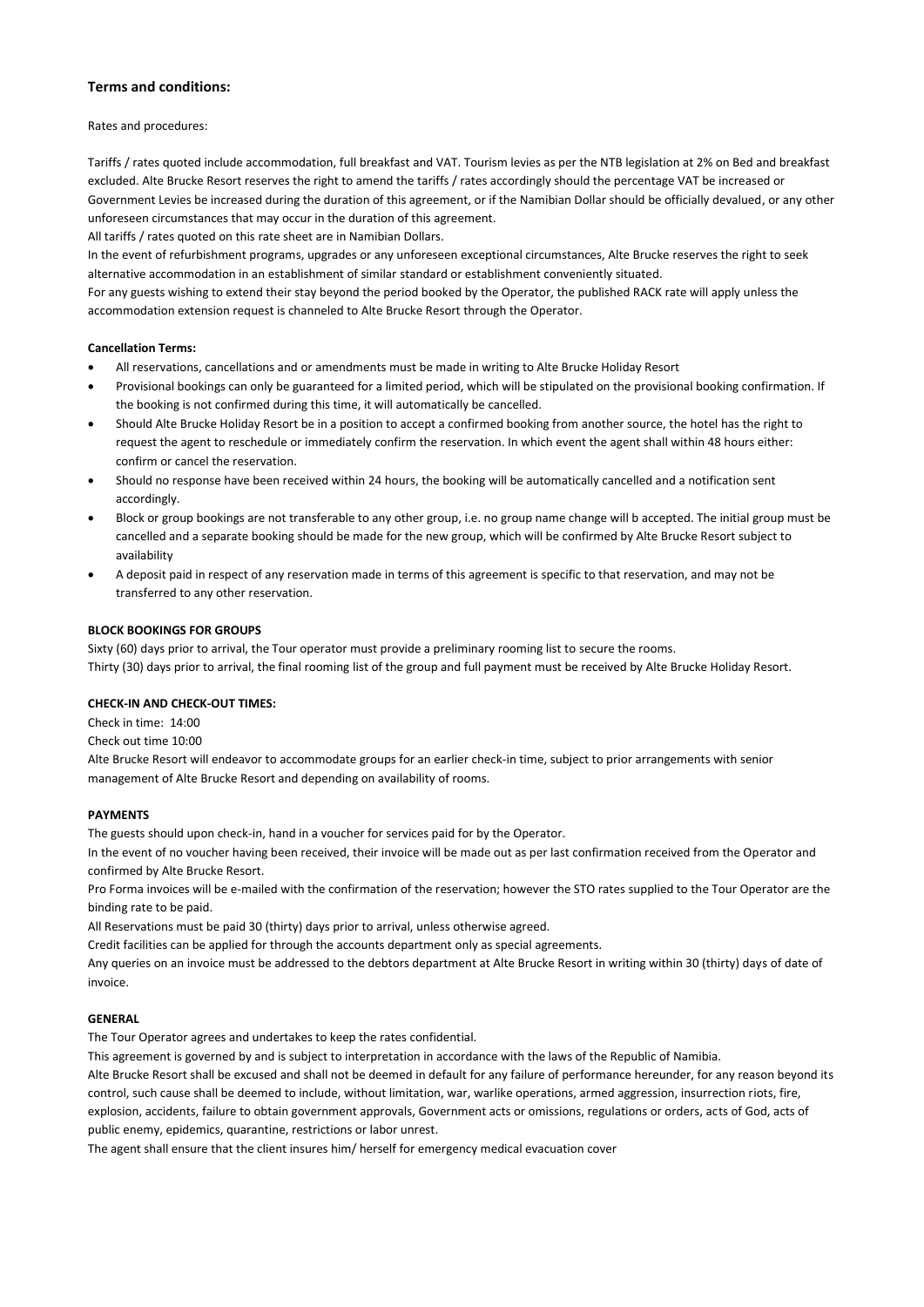## Terms and conditions:

Rates and procedures:

Tariffs / rates quoted include accommodation, full breakfast and VAT. Tourism levies as per the NTB legislation at 2% on Bed and breakfast excluded. Alte Brucke Resort reserves the right to amend the tariffs / rates accordingly should the percentage VAT be increased or Government Levies be increased during the duration of this agreement, or if the Namibian Dollar should be officially devalued, or any other unforeseen circumstances that may occur in the duration of this agreement.

All tariffs / rates quoted on this rate sheet are in Namibian Dollars.

In the event of refurbishment programs, upgrades or any unforeseen exceptional circumstances, Alte Brucke reserves the right to seek alternative accommodation in an establishment of similar standard or establishment conveniently situated.

For any guests wishing to extend their stay beyond the period booked by the Operator, the published RACK rate will apply unless the accommodation extension request is channeled to Alte Brucke Resort through the Operator.

**Cancellation Terms:**

- All reservations, cancellations and or amendments must be made in writing to Alte Brucke Holiday Resort
- Provisional bookings can only be guaranteed for a limited period, which will be stipulated on the provisional booking confirmation. If the booking is not confirmed during this time, it will automatically be cancelled.
- Should Alte Brucke Holiday Resort be in a position to accept a confirmed booking from another source, the hotel has the right to request the agent to reschedule or immediately confirm the reservation. In which event the agent shall within 48 hours either: confirm or cancel the reservation.
- Should no response have been received within 24 hours, the booking will be automatically cancelled and a notification sent accordingly.
- Block or group bookings are not transferable to any other group, i.e. no group name change will b accepted. The initial group must be cancelled and a separate booking should be made for the new group, which will be confirmed by Alte Brucke Resort subject to availability
- A deposit paid in respect of any reservation made in terms of this agreement is specific to that reservation, and may not be transferred to any other reservation.

**BLOCK BOOKINGS FOR GROUPS**

Sixty (60) days prior to arrival, the Tour operator must provide a preliminary rooming list to secure the rooms.

Thirty (30) days prior to arrival, the final rooming list of the group and full payment must be received by Alte Brucke Holiday Resort.

**CHECK-IN AND CHECK-OUT TIMES:**

Check in time: 14:00

Check out time 10:00

Alte Brucke Resort will endeavor to accommodate groups for an earlier check-in time, subject to prior arrangements with senior management of Alte Brucke Resort and depending on availability of rooms.

**PAYMENTS**

The guests should upon check-in, hand in a voucher for services paid for by the Operator.

In the event of no voucher having been received, their invoice will be made out as per last confirmation received from the Operator and confirmed by Alte Brucke Resort.

Pro Forma invoices will be e-mailed with the confirmation of the reservation; however the STO rates supplied to the Tour Operator are the binding rate to be paid.

All Reservations must be paid 30 (thirty) days prior to arrival, unless otherwise agreed.

Credit facilities can be applied for through the accounts department only as special agreements.

Any queries on an invoice must be addressed to the debtors department at Alte Brucke Resort in writing within 30 (thirty) days of date of invoice.

**GENERAL**

The Tour Operator agrees and undertakes to keep the rates confidential.

This agreement is governed by and is subject to interpretation in accordance with the laws of the Republic of Namibia.

Alte Brucke Resort shall be excused and shall not be deemed in default for any failure of performance hereunder, for any reason beyond its control, such cause shall be deemed to include, without limitation, war, warlike operations, armed aggression, insurrection riots, fire, explosion, accidents, failure to obtain government approvals, Government acts or omissions, regulations or orders, acts of God, acts of public enemy, epidemics, quarantine, restrictions or labor unrest.

The agent shall ensure that the client insures him/ herself for emergency medical evacuation cover